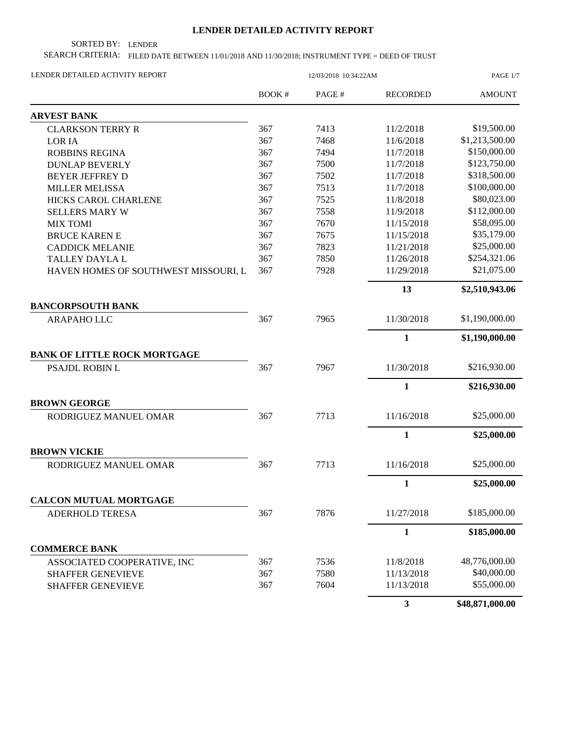# LENDER DETAILED ACTIVITY REPORT

SORTED BY: LENDER

SEARCH CRITERIA: FILED DATE BETWEEN 11/01/2018 AND 11/30/2018; INSTRUMENT TYPE = DEED OF TRUST

LENDER DETAILED ACTIVITY REPORT 12/03/2018 10:34:22AM

| | BOOK # | PAGE # | RECORDED | AMOUNT |
|---|---|---|---|---|
| **ARVEST BANK** | | | | |
| CLARKSON TERRY R | 367 | 7413 | 11/2/2018 | $19,500.00 |
| LOR IA | 367 | 7468 | 11/6/2018 | $1,213,500.00 |
| ROBBINS REGINA | 367 | 7494 | 11/7/2018 | $150,000.00 |
| DUNLAP BEVERLY | 367 | 7500 | 11/7/2018 | $123,750.00 |
| BEYER JEFFREY D | 367 | 7502 | 11/7/2018 | $318,500.00 |
| MILLER MELISSA | 367 | 7513 | 11/7/2018 | $100,000.00 |
| HICKS CAROL CHARLENE | 367 | 7525 | 11/8/2018 | $80,023.00 |
| SELLERS MARY W | 367 | 7558 | 11/9/2018 | $112,000.00 |
| MIX TOMI | 367 | 7670 | 11/15/2018 | $58,095.00 |
| BRUCE KAREN E | 367 | 7675 | 11/15/2018 | $35,179.00 |
| CADDICK MELANIE | 367 | 7823 | 11/21/2018 | $25,000.00 |
| TALLEY DAYLA L | 367 | 7850 | 11/26/2018 | $254,321.06 |
| HAVEN HOMES OF SOUTHWEST MISSOURI, L | 367 | 7928 | 11/29/2018 | $21,075.00 |
| | | | **13** | **$2,510,943.06** |
| **BANCORPSOUTH BANK** | | | | |
| ARAPAHO LLC | 367 | 7965 | 11/30/2018 | $1,190,000.00 |
| | | | **1** | **$1,190,000.00** |
| **BANK OF LITTLE ROCK MORTGAGE** | | | | |
| PSAJDL ROBIN L | 367 | 7967 | 11/30/2018 | $216,930.00 |
| | | | **1** | **$216,930.00** |
| **BROWN GEORGE** | | | | |
| RODRIGUEZ MANUEL OMAR | 367 | 7713 | 11/16/2018 | $25,000.00 |
| | | | **1** | **$25,000.00** |
| **BROWN VICKIE** | | | | |
| RODRIGUEZ MANUEL OMAR | 367 | 7713 | 11/16/2018 | $25,000.00 |
| | | | **1** | **$25,000.00** |
| **CALCON MUTUAL MORTGAGE** | | | | |
| ADERHOLD TERESA | 367 | 7876 | 11/27/2018 | $185,000.00 |
| | | | **1** | **$185,000.00** |
| **COMMERCE BANK** | | | | |
| ASSOCIATED COOPERATIVE, INC | 367 | 7536 | 11/8/2018 | 48,776,000.00 |
| SHAFFER GENEVIEVE | 367 | 7580 | 11/13/2018 | $40,000.00 |
| SHAFFER GENEVIEVE | 367 | 7604 | 11/13/2018 | $55,000.00 |
| | | | **3** | **$48,871,000.00** |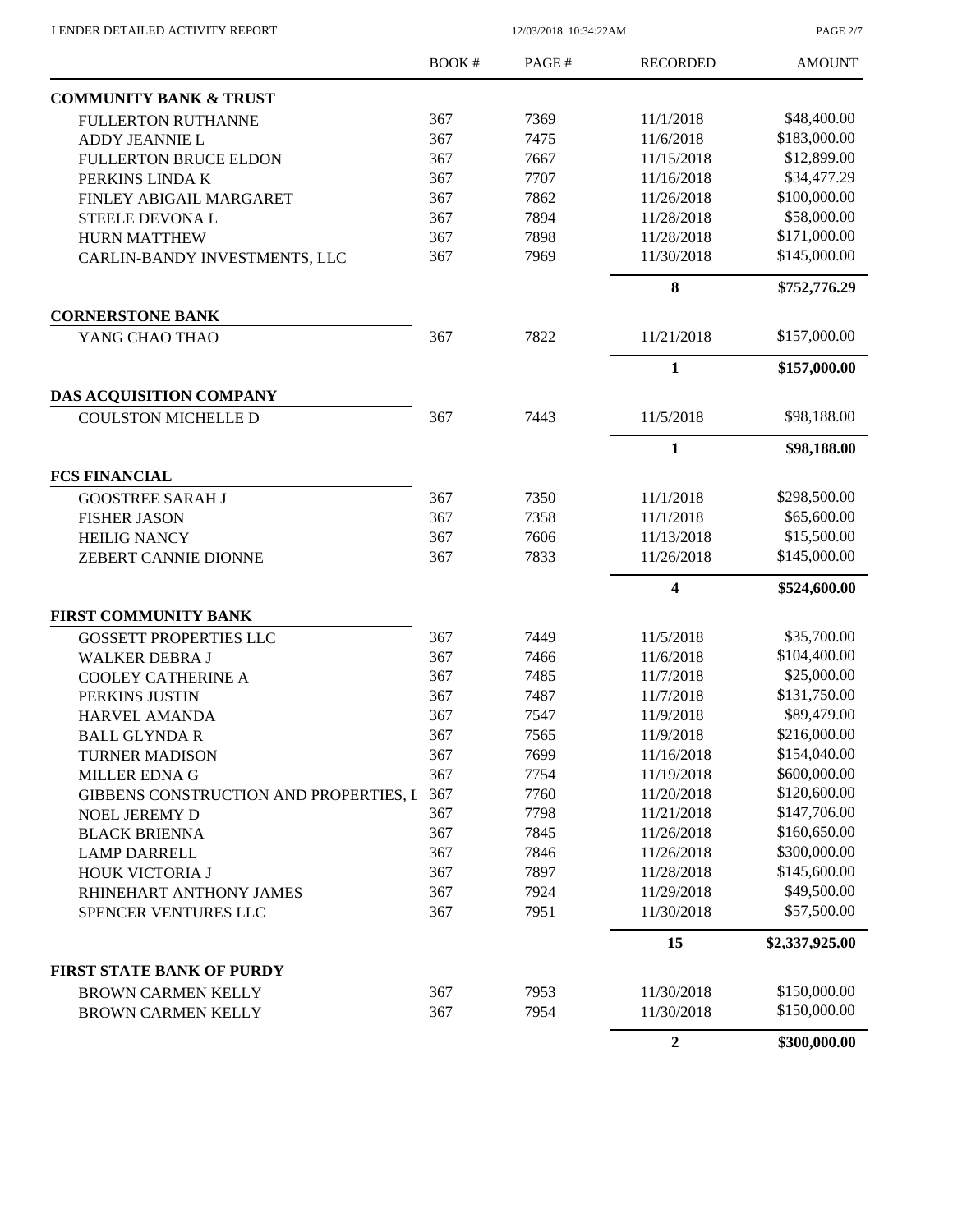| | BOOK # | PAGE # | RECORDED | AMOUNT |
|---|---|---|---|---|
| **COMMUNITY BANK & TRUST** | | | | |
| FULLERTON RUTHANNE | 367 | 7369 | 11/1/2018 | $48,400.00 |
| ADDY JEANNIE L | 367 | 7475 | 11/6/2018 | $183,000.00 |
| FULLERTON BRUCE ELDON | 367 | 7667 | 11/15/2018 | $12,899.00 |
| PERKINS LINDA K | 367 | 7707 | 11/16/2018 | $34,477.29 |
| FINLEY ABIGAIL MARGARET | 367 | 7862 | 11/26/2018 | $100,000.00 |
| STEELE DEVONA L | 367 | 7894 | 11/28/2018 | $58,000.00 |
| HURN MATTHEW | 367 | 7898 | 11/28/2018 | $171,000.00 |
| CARLIN-BANDY INVESTMENTS, LLC | 367 | 7969 | 11/30/2018 | $145,000.00 |
| | | | **8** | **$752,776.29** |
| **CORNERSTONE BANK** | | | | |
| YANG CHAO THAO | 367 | 7822 | 11/21/2018 | $157,000.00 |
| | | | **1** | **$157,000.00** |
| **DAS ACQUISITION COMPANY** | | | | |
| COULSTON MICHELLE D | 367 | 7443 | 11/5/2018 | $98,188.00 |
| | | | **1** | **$98,188.00** |
| **FCS FINANCIAL** | | | | |
| GOOSTREE SARAH J | 367 | 7350 | 11/1/2018 | $298,500.00 |
| FISHER JASON | 367 | 7358 | 11/1/2018 | $65,600.00 |
| HEILIG NANCY | 367 | 7606 | 11/13/2018 | $15,500.00 |
| ZEBERT CANNIE DIONNE | 367 | 7833 | 11/26/2018 | $145,000.00 |
| | | | **4** | **$524,600.00** |
| **FIRST COMMUNITY BANK** | | | | |
| GOSSETT PROPERTIES LLC | 367 | 7449 | 11/5/2018 | $35,700.00 |
| WALKER DEBRA J | 367 | 7466 | 11/6/2018 | $104,400.00 |
| COOLEY CATHERINE A | 367 | 7485 | 11/7/2018 | $25,000.00 |
| PERKINS JUSTIN | 367 | 7487 | 11/7/2018 | $131,750.00 |
| HARVEL AMANDA | 367 | 7547 | 11/9/2018 | $89,479.00 |
| BALL GLYNDA R | 367 | 7565 | 11/9/2018 | $216,000.00 |
| TURNER MADISON | 367 | 7699 | 11/16/2018 | $154,040.00 |
| MILLER EDNA G | 367 | 7754 | 11/19/2018 | $600,000.00 |
| GIBBENS CONSTRUCTION AND PROPERTIES, L | 367 | 7760 | 11/20/2018 | $120,600.00 |
| NOEL JEREMY D | 367 | 7798 | 11/21/2018 | $147,706.00 |
| BLACK BRIENNA | 367 | 7845 | 11/26/2018 | $160,650.00 |
| LAMP DARRELL | 367 | 7846 | 11/26/2018 | $300,000.00 |
| HOUK VICTORIA J | 367 | 7897 | 11/28/2018 | $145,600.00 |
| RHINEHART ANTHONY JAMES | 367 | 7924 | 11/29/2018 | $49,500.00 |
| SPENCER VENTURES LLC | 367 | 7951 | 11/30/2018 | $57,500.00 |
| | | | **15** | **$2,337,925.00** |
| **FIRST STATE BANK OF PURDY** | | | | |
| BROWN CARMEN KELLY | 367 | 7953 | 11/30/2018 | $150,000.00 |
| BROWN CARMEN KELLY | 367 | 7954 | 11/30/2018 | $150,000.00 |
| | | | **2** | **$300,000.00** |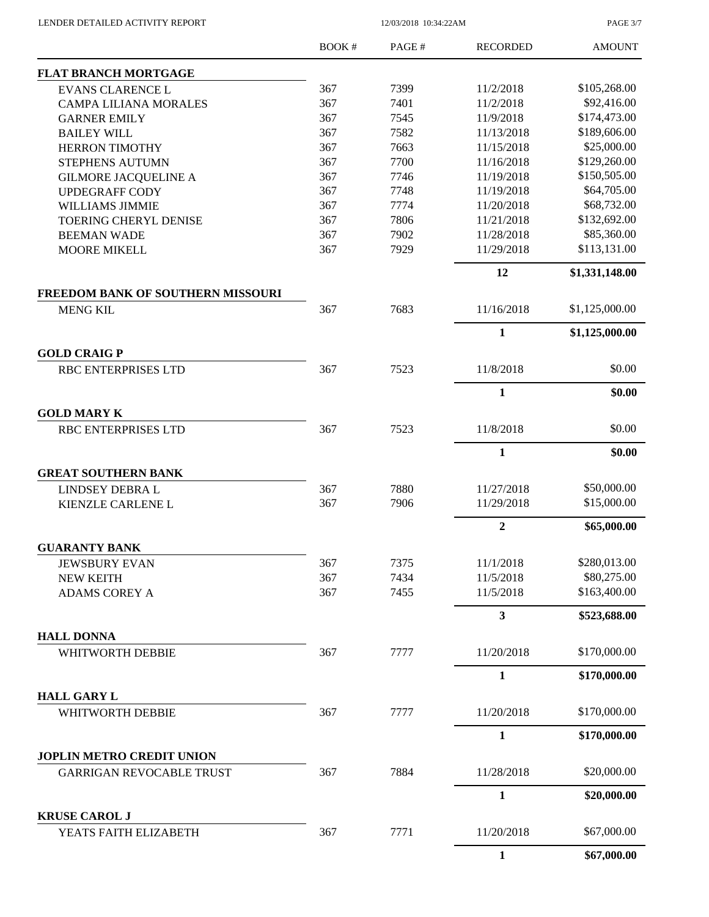| | BOOK # | PAGE # | RECORDED | AMOUNT |
|---|---|---|---|---|
| **FLAT BRANCH MORTGAGE** | | | | |
| EVANS CLARENCE L | 367 | 7399 | 11/2/2018 | $105,268.00 |
| CAMPA LILIANA MORALES | 367 | 7401 | 11/2/2018 | $92,416.00 |
| GARNER EMILY | 367 | 7545 | 11/9/2018 | $174,473.00 |
| BAILEY WILL | 367 | 7582 | 11/13/2018 | $189,606.00 |
| HERRON TIMOTHY | 367 | 7663 | 11/15/2018 | $25,000.00 |
| STEPHENS AUTUMN | 367 | 7700 | 11/16/2018 | $129,260.00 |
| GILMORE JACQUELINE A | 367 | 7746 | 11/19/2018 | $150,505.00 |
| UPDEGRAFF CODY | 367 | 7748 | 11/19/2018 | $64,705.00 |
| WILLIAMS JIMMIE | 367 | 7774 | 11/20/2018 | $68,732.00 |
| TOERING CHERYL DENISE | 367 | 7806 | 11/21/2018 | $132,692.00 |
| BEEMAN WADE | 367 | 7902 | 11/28/2018 | $85,360.00 |
| MOORE MIKELL | 367 | 7929 | 11/29/2018 | $113,131.00 |
| | | | **12** | **$1,331,148.00** |
| **FREEDOM BANK OF SOUTHERN MISSOURI** | | | | |
| MENG KIL | 367 | 7683 | 11/16/2018 | $1,125,000.00 |
| | | | **1** | **$1,125,000.00** |
| **GOLD CRAIG P** | | | | |
| RBC ENTERPRISES LTD | 367 | 7523 | 11/8/2018 | $0.00 |
| | | | **1** | **$0.00** |
| **GOLD MARY K** | | | | |
| RBC ENTERPRISES LTD | 367 | 7523 | 11/8/2018 | $0.00 |
| | | | **1** | **$0.00** |
| **GREAT SOUTHERN BANK** | | | | |
| LINDSEY DEBRA L | 367 | 7880 | 11/27/2018 | $50,000.00 |
| KIENZLE CARLENE L | 367 | 7906 | 11/29/2018 | $15,000.00 |
| | | | **2** | **$65,000.00** |
| **GUARANTY BANK** | | | | |
| JEWSBURY EVAN | 367 | 7375 | 11/1/2018 | $280,013.00 |
| NEW KEITH | 367 | 7434 | 11/5/2018 | $80,275.00 |
| ADAMS COREY A | 367 | 7455 | 11/5/2018 | $163,400.00 |
| | | | **3** | **$523,688.00** |
| **HALL DONNA** | | | | |
| WHITWORTH DEBBIE | 367 | 7777 | 11/20/2018 | $170,000.00 |
| | | | **1** | **$170,000.00** |
| **HALL GARY L** | | | | |
| WHITWORTH DEBBIE | 367 | 7777 | 11/20/2018 | $170,000.00 |
| | | | **1** | **$170,000.00** |
| **JOPLIN METRO CREDIT UNION** | | | | |
| GARRIGAN REVOCABLE TRUST | 367 | 7884 | 11/28/2018 | $20,000.00 |
| | | | **1** | **$20,000.00** |
| **KRUSE CAROL J** | | | | |
| YEATS FAITH ELIZABETH | 367 | 7771 | 11/20/2018 | $67,000.00 |
| | | | **1** | **$67,000.00** |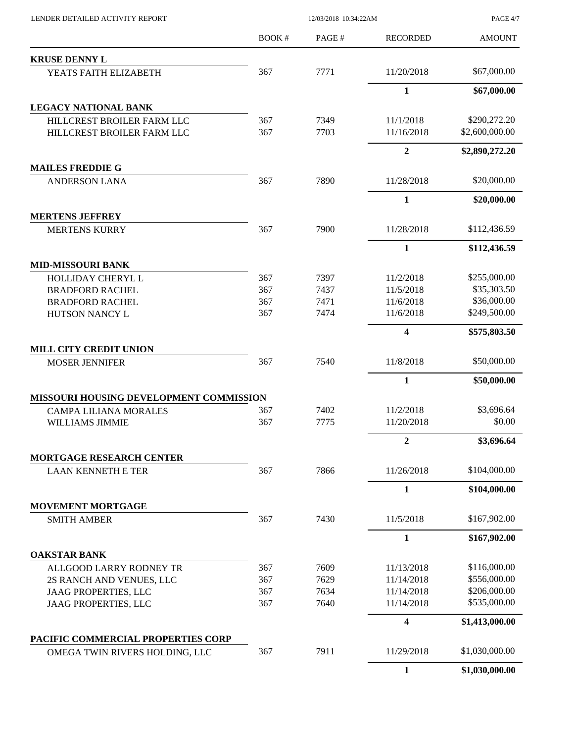LENDER DETAILED ACTIVITY REPORT

| | BOOK # | PAGE # | RECORDED | AMOUNT |
|---|---|---|---|---|
| **KRUSE DENNY L** | | | | |
| YEATS FAITH ELIZABETH | 367 | 7771 | 11/20/2018 | $67,000.00 |
| | | | **1** | **$67,000.00** |
| **LEGACY NATIONAL BANK** | | | | |
| HILLCREST BROILER FARM LLC | 367 | 7349 | 11/1/2018 | $290,272.20 |
| HILLCREST BROILER FARM LLC | 367 | 7703 | 11/16/2018 | $2,600,000.00 |
| | | | **2** | **$2,890,272.20** |
| **MAILES FREDDIE G** | | | | |
| ANDERSON LANA | 367 | 7890 | 11/28/2018 | $20,000.00 |
| | | | **1** | **$20,000.00** |
| **MERTENS JEFFREY** | | | | |
| MERTENS KURRY | 367 | 7900 | 11/28/2018 | $112,436.59 |
| | | | **1** | **$112,436.59** |
| **MID-MISSOURI BANK** | | | | |
| HOLLIDAY CHERYL L | 367 | 7397 | 11/2/2018 | $255,000.00 |
| BRADFORD RACHEL | 367 | 7437 | 11/5/2018 | $35,303.50 |
| BRADFORD RACHEL | 367 | 7471 | 11/6/2018 | $36,000.00 |
| HUTSON NANCY L | 367 | 7474 | 11/6/2018 | $249,500.00 |
| | | | **4** | **$575,803.50** |
| **MILL CITY CREDIT UNION** | | | | |
| MOSER JENNIFER | 367 | 7540 | 11/8/2018 | $50,000.00 |
| | | | **1** | **$50,000.00** |
| **MISSOURI HOUSING DEVELOPMENT COMMISSION** | | | | |
| CAMPA LILIANA MORALES | 367 | 7402 | 11/2/2018 | $3,696.64 |
| WILLIAMS JIMMIE | 367 | 7775 | 11/20/2018 | $0.00 |
| | | | **2** | **$3,696.64** |
| **MORTGAGE RESEARCH CENTER** | | | | |
| LAAN KENNETH E TER | 367 | 7866 | 11/26/2018 | $104,000.00 |
| | | | **1** | **$104,000.00** |
| **MOVEMENT MORTGAGE** | | | | |
| SMITH AMBER | 367 | 7430 | 11/5/2018 | $167,902.00 |
| | | | **1** | **$167,902.00** |
| **OAKSTAR BANK** | | | | |
| ALLGOOD LARRY RODNEY TR | 367 | 7609 | 11/13/2018 | $116,000.00 |
| 2S RANCH AND VENUES, LLC | 367 | 7629 | 11/14/2018 | $556,000.00 |
| JAAG PROPERTIES, LLC | 367 | 7634 | 11/14/2018 | $206,000.00 |
| JAAG PROPERTIES, LLC | 367 | 7640 | 11/14/2018 | $535,000.00 |
| | | | **4** | **$1,413,000.00** |
| **PACIFIC COMMERCIAL PROPERTIES CORP** | | | | |
| OMEGA TWIN RIVERS HOLDING, LLC | 367 | 7911 | 11/29/2018 | $1,030,000.00 |
| | | | **1** | **$1,030,000.00** |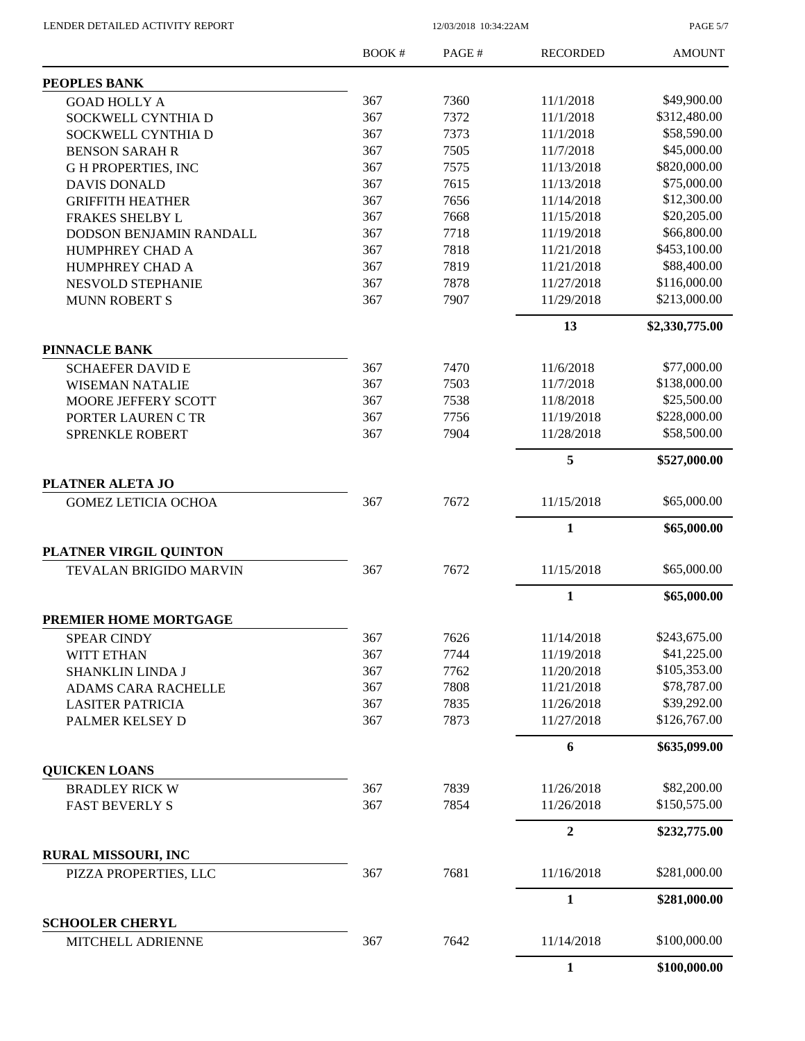| | BOOK # | PAGE # | RECORDED | AMOUNT |
|---|---|---|---|---|
| **PEOPLES BANK** | | | | |
| GOAD HOLLY A | 367 | 7360 | 11/1/2018 | $49,900.00 |
| SOCKWELL CYNTHIA D | 367 | 7372 | 11/1/2018 | $312,480.00 |
| SOCKWELL CYNTHIA D | 367 | 7373 | 11/1/2018 | $58,590.00 |
| BENSON SARAH R | 367 | 7505 | 11/7/2018 | $45,000.00 |
| G H PROPERTIES, INC | 367 | 7575 | 11/13/2018 | $820,000.00 |
| DAVIS DONALD | 367 | 7615 | 11/13/2018 | $75,000.00 |
| GRIFFITH HEATHER | 367 | 7656 | 11/14/2018 | $12,300.00 |
| FRAKES SHELBY L | 367 | 7668 | 11/15/2018 | $20,205.00 |
| DODSON BENJAMIN RANDALL | 367 | 7718 | 11/19/2018 | $66,800.00 |
| HUMPHREY CHAD A | 367 | 7818 | 11/21/2018 | $453,100.00 |
| HUMPHREY CHAD A | 367 | 7819 | 11/21/2018 | $88,400.00 |
| NESVOLD STEPHANIE | 367 | 7878 | 11/27/2018 | $116,000.00 |
| MUNN ROBERT S | 367 | 7907 | 11/29/2018 | $213,000.00 |
| | | | **13** | **$2,330,775.00** |
| **PINNACLE BANK** | | | | |
| SCHAEFER DAVID E | 367 | 7470 | 11/6/2018 | $77,000.00 |
| WISEMAN NATALIE | 367 | 7503 | 11/7/2018 | $138,000.00 |
| MOORE JEFFERY SCOTT | 367 | 7538 | 11/8/2018 | $25,500.00 |
| PORTER LAUREN C TR | 367 | 7756 | 11/19/2018 | $228,000.00 |
| SPRENKLE ROBERT | 367 | 7904 | 11/28/2018 | $58,500.00 |
| | | | **5** | **$527,000.00** |
| **PLATNER ALETA JO** | | | | |
| GOMEZ LETICIA OCHOA | 367 | 7672 | 11/15/2018 | $65,000.00 |
| | | | **1** | **$65,000.00** |
| **PLATNER VIRGIL QUINTON** | | | | |
| TEVALAN BRIGIDO MARVIN | 367 | 7672 | 11/15/2018 | $65,000.00 |
| | | | **1** | **$65,000.00** |
| **PREMIER HOME MORTGAGE** | | | | |
| SPEAR CINDY | 367 | 7626 | 11/14/2018 | $243,675.00 |
| WITT ETHAN | 367 | 7744 | 11/19/2018 | $41,225.00 |
| SHANKLIN LINDA J | 367 | 7762 | 11/20/2018 | $105,353.00 |
| ADAMS CARA RACHELLE | 367 | 7808 | 11/21/2018 | $78,787.00 |
| LASITER PATRICIA | 367 | 7835 | 11/26/2018 | $39,292.00 |
| PALMER KELSEY D | 367 | 7873 | 11/27/2018 | $126,767.00 |
| | | | **6** | **$635,099.00** |
| **QUICKEN LOANS** | | | | |
| BRADLEY RICK W | 367 | 7839 | 11/26/2018 | $82,200.00 |
| FAST BEVERLY S | 367 | 7854 | 11/26/2018 | $150,575.00 |
| | | | **2** | **$232,775.00** |
| **RURAL MISSOURI, INC** | | | | |
| PIZZA PROPERTIES, LLC | 367 | 7681 | 11/16/2018 | $281,000.00 |
| | | | **1** | **$281,000.00** |
| **SCHOOLER CHERYL** | | | | |
| MITCHELL ADRIENNE | 367 | 7642 | 11/14/2018 | $100,000.00 |
| | | | **1** | **$100,000.00** |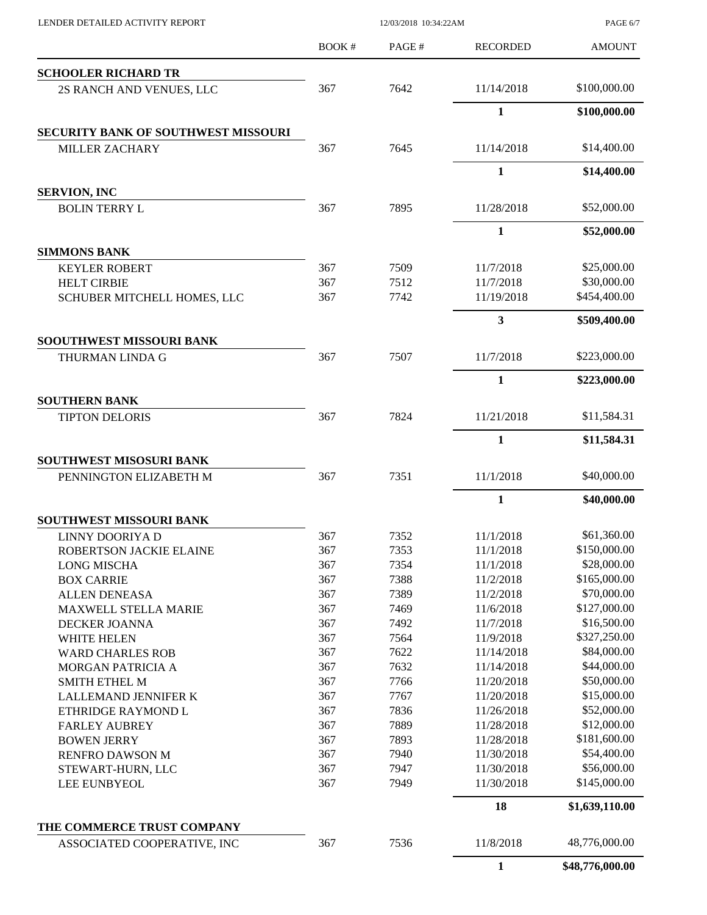| | BOOK # | PAGE # | RECORDED | AMOUNT |
|---|---|---|---|---|
| **SCHOOLER RICHARD TR** | | | | |
| 2S RANCH AND VENUES, LLC | 367 | 7642 | 11/14/2018 | \$100,000.00 |
| | | | **1** | **\$100,000.00** |
| **SECURITY BANK OF SOUTHWEST MISSOURI** | | | | |
| MILLER ZACHARY | 367 | 7645 | 11/14/2018 | \$14,400.00 |
| | | | **1** | **\$14,400.00** |
| **SERVION, INC** | | | | |
| BOLIN TERRY L | 367 | 7895 | 11/28/2018 | \$52,000.00 |
| | | | **1** | **\$52,000.00** |
| **SIMMONS BANK** | | | | |
| KEYLER ROBERT | 367 | 7509 | 11/7/2018 | \$25,000.00 |
| HELT CIRBIE | 367 | 7512 | 11/7/2018 | \$30,000.00 |
| SCHUBER MITCHELL HOMES, LLC | 367 | 7742 | 11/19/2018 | \$454,400.00 |
| | | | **3** | **\$509,400.00** |
| **SOOUTHWEST MISSOURI BANK** | | | | |
| THURMAN LINDA G | 367 | 7507 | 11/7/2018 | \$223,000.00 |
| | | | **1** | **\$223,000.00** |
| **SOUTHERN BANK** | | | | |
| TIPTON DELORIS | 367 | 7824 | 11/21/2018 | \$11,584.31 |
| | | | **1** | **\$11,584.31** |
| **SOUTHWEST MISOSURI BANK** | | | | |
| PENNINGTON ELIZABETH M | 367 | 7351 | 11/1/2018 | \$40,000.00 |
| | | | **1** | **\$40,000.00** |
| **SOUTHWEST MISSOURI BANK** | | | | |
| LINNY DOORIYA D | 367 | 7352 | 11/1/2018 | \$61,360.00 |
| ROBERTSON JACKIE ELAINE | 367 | 7353 | 11/1/2018 | \$150,000.00 |
| LONG MISCHA | 367 | 7354 | 11/1/2018 | \$28,000.00 |
| BOX CARRIE | 367 | 7388 | 11/2/2018 | \$165,000.00 |
| ALLEN DENEASA | 367 | 7389 | 11/2/2018 | \$70,000.00 |
| MAXWELL STELLA MARIE | 367 | 7469 | 11/6/2018 | \$127,000.00 |
| DECKER JOANNA | 367 | 7492 | 11/7/2018 | \$16,500.00 |
| WHITE HELEN | 367 | 7564 | 11/9/2018 | \$327,250.00 |
| WARD CHARLES ROB | 367 | 7622 | 11/14/2018 | \$84,000.00 |
| MORGAN PATRICIA A | 367 | 7632 | 11/14/2018 | \$44,000.00 |
| SMITH ETHEL M | 367 | 7766 | 11/20/2018 | \$50,000.00 |
| LALLEMAND JENNIFER K | 367 | 7767 | 11/20/2018 | \$15,000.00 |
| ETHRIDGE RAYMOND L | 367 | 7836 | 11/26/2018 | \$52,000.00 |
| FARLEY AUBREY | 367 | 7889 | 11/28/2018 | \$12,000.00 |
| BOWEN JERRY | 367 | 7893 | 11/28/2018 | \$181,600.00 |
| RENFRO DAWSON M | 367 | 7940 | 11/30/2018 | \$54,400.00 |
| STEWART-HURN, LLC | 367 | 7947 | 11/30/2018 | \$56,000.00 |
| LEE EUNBYEOL | 367 | 7949 | 11/30/2018 | \$145,000.00 |
| | | | **18** | **\$1,639,110.00** |
| **THE COMMERCE TRUST COMPANY** | | | | |
| ASSOCIATED COOPERATIVE, INC | 367 | 7536 | 11/8/2018 | 48,776,000.00 |
| | | | **1** | **\$48,776,000.00** |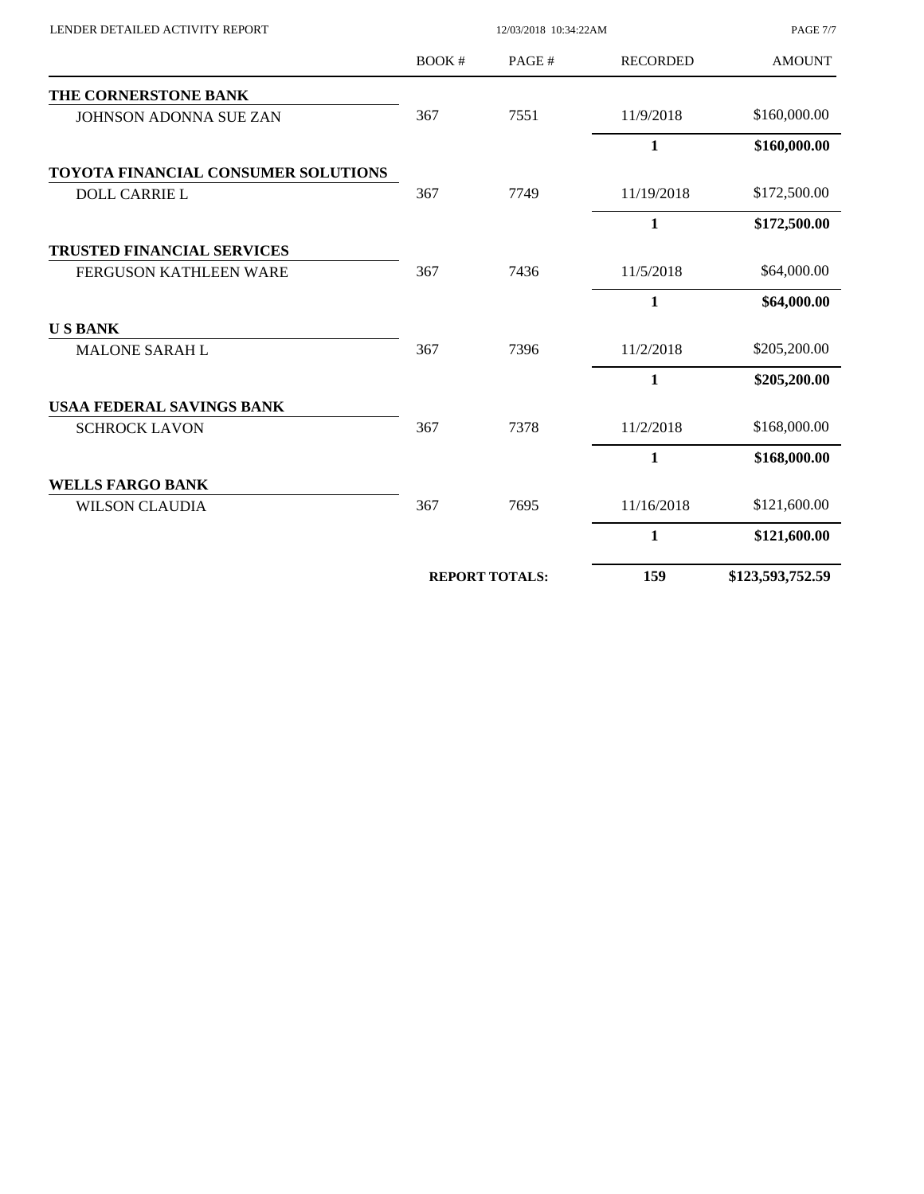| | BOOK # | PAGE # | RECORDED | AMOUNT |
|---|---|---|---|---|
| **THE CORNERSTONE BANK** | | | | |
| JOHNSON ADONNA SUE ZAN | 367 | 7551 | 11/9/2018 | $160,000.00 |
| | | | **1** | **$160,000.00** |
| **TOYOTA FINANCIAL CONSUMER SOLUTIONS** | | | | |
| DOLL CARRIE L | 367 | 7749 | 11/19/2018 | $172,500.00 |
| | | | **1** | **$172,500.00** |
| **TRUSTED FINANCIAL SERVICES** | | | | |
| FERGUSON KATHLEEN WARE | 367 | 7436 | 11/5/2018 | $64,000.00 |
| | | | **1** | **$64,000.00** |
| **U S BANK** | | | | |
| MALONE SARAH L | 367 | 7396 | 11/2/2018 | $205,200.00 |
| | | | **1** | **$205,200.00** |
| **USAA FEDERAL SAVINGS BANK** | | | | |
| SCHROCK LAVON | 367 | 7378 | 11/2/2018 | $168,000.00 |
| | | | **1** | **$168,000.00** |
| **WELLS FARGO BANK** | | | | |
| WILSON CLAUDIA | 367 | 7695 | 11/16/2018 | $121,600.00 |
| | | | **1** | **$121,600.00** |
| | **REPORT TOTALS:** | | **159** | **$123,593,752.59** |